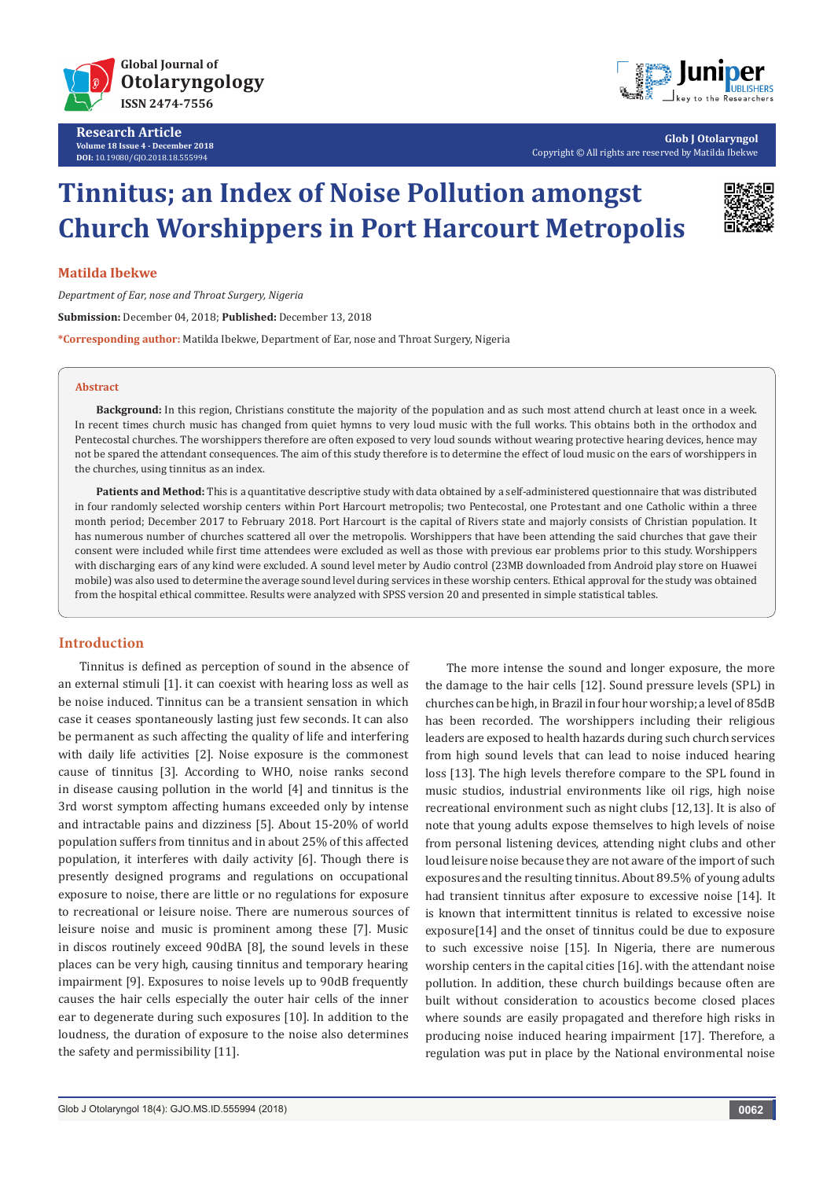# Tinnitus; an Index of Noise Pollution amongst Church Worshippers in Port Harcourt Metropolis

**Matilda Ibekwe**

*Department of Ear, nose and Throat Surgery, Nigeria*

**Submission:** December 04, 2018; **Published:** December 13, 2018

**\*Corresponding author:** Matilda Ibekwe, Department of Ear, nose and Throat Surgery, Nigeria

## Abstract

**Background:** In this region, Christians constitute the majority of the population and as such most attend church at least once in a week. In recent times church music has changed from quiet hymns to very loud music with the full works. This obtains both in the orthodox and Pentecostal churches. The worshippers therefore are often exposed to very loud sounds without wearing protective hearing devices, hence may not be spared the attendant consequences. The aim of this study therefore is to determine the effect of loud music on the ears of worshippers in the churches, using tinnitus as an index.

**Patients and Method:** This is a quantitative descriptive study with data obtained by a self-administered questionnaire that was distributed in four randomly selected worship centers within Port Harcourt metropolis; two Pentecostal, one Protestant and one Catholic within a three month period; December 2017 to February 2018. Port Harcourt is the capital of Rivers state and majorly consists of Christian population. It has numerous number of churches scattered all over the metropolis. Worshippers that have been attending the said churches that gave their consent were included while first time attendees were excluded as well as those with previous ear problems prior to this study. Worshippers with discharging ears of any kind were excluded. A sound level meter by Audio control (23MB downloaded from Android play store on Huawei mobile) was also used to determine the average sound level during services in these worship centers. Ethical approval for the study was obtained from the hospital ethical committee. Results were analyzed with SPSS version 20 and presented in simple statistical tables.

## Introduction

Tinnitus is defined as perception of sound in the absence of an external stimuli [1]. it can coexist with hearing loss as well as be noise induced. Tinnitus can be a transient sensation in which case it ceases spontaneously lasting just few seconds. It can also be permanent as such affecting the quality of life and interfering with daily life activities [2]. Noise exposure is the commonest cause of tinnitus [3]. According to WHO, noise ranks second in disease causing pollution in the world [4] and tinnitus is the 3rd worst symptom affecting humans exceeded only by intense and intractable pains and dizziness [5]. About 15-20% of world population suffers from tinnitus and in about 25% of this affected population, it interferes with daily activity [6]. Though there is presently designed programs and regulations on occupational exposure to noise, there are little or no regulations for exposure to recreational or leisure noise. There are numerous sources of leisure noise and music is prominent among these [7]. Music in discos routinely exceed 90dBA [8], the sound levels in these places can be very high, causing tinnitus and temporary hearing impairment [9]. Exposures to noise levels up to 90dB frequently causes the hair cells especially the outer hair cells of the inner ear to degenerate during such exposures [10]. In addition to the loudness, the duration of exposure to the noise also determines the safety and permissibility [11].

The more intense the sound and longer exposure, the more the damage to the hair cells [12]. Sound pressure levels (SPL) in churches can be high, in Brazil in four hour worship; a level of 85dB has been recorded. The worshippers including their religious leaders are exposed to health hazards during such church services from high sound levels that can lead to noise induced hearing loss [13]. The high levels therefore compare to the SPL found in music studios, industrial environments like oil rigs, high noise recreational environment such as night clubs [12,13]. It is also of note that young adults expose themselves to high levels of noise from personal listening devices, attending night clubs and other loud leisure noise because they are not aware of the import of such exposures and the resulting tinnitus. About 89.5% of young adults had transient tinnitus after exposure to excessive noise [14]. It is known that intermittent tinnitus is related to excessive noise exposure[14] and the onset of tinnitus could be due to exposure to such excessive noise [15]. In Nigeria, there are numerous worship centers in the capital cities [16]. with the attendant noise pollution. In addition, these church buildings because often are built without consideration to acoustics become closed places where sounds are easily propagated and therefore high risks in producing noise induced hearing impairment [17]. Therefore, a regulation was put in place by the National environmental noise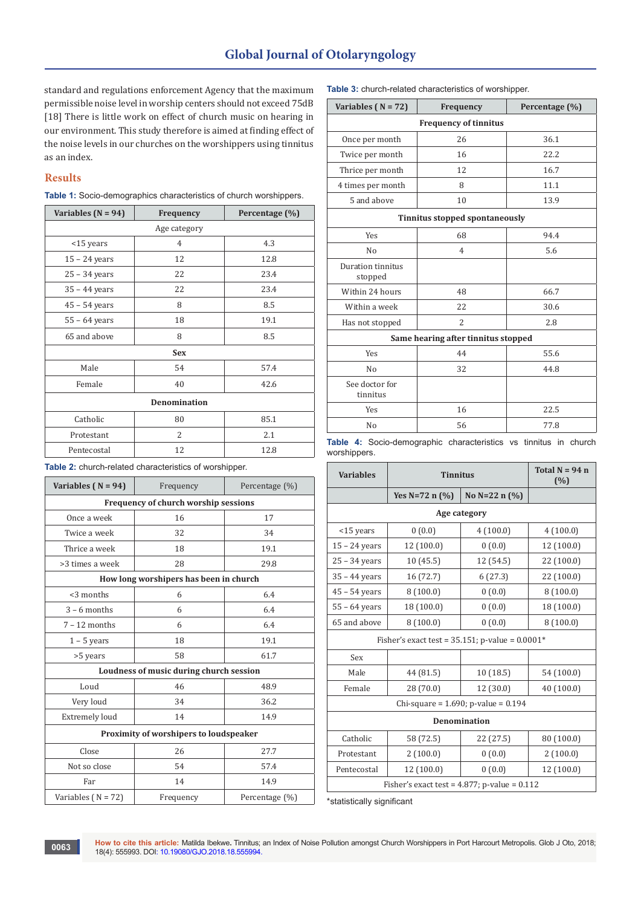standard and regulations enforcement Agency that the maximum permissible noise level in worship centers should not exceed 75dB [18] There is little work on effect of church music on hearing in our environment. This study therefore is aimed at finding effect of the noise levels in our churches on the worshippers using tinnitus as an index.

## Results

**Table 1:** Socio-demographics characteristics of church worshippers.

| Variables (N = 94) | Frequency | Percentage (%) |
|---|---|---|
| Age category | | |
| <15 years | 4 | 4.3 |
| 15 – 24 years | 12 | 12.8 |
| 25 – 34 years | 22 | 23.4 |
| 35 – 44 years | 22 | 23.4 |
| 45 – 54 years | 8 | 8.5 |
| 55 – 64 years | 18 | 19.1 |
| 65 and above | 8 | 8.5 |
| **Sex** | | |
| Male | 54 | 57.4 |
| Female | 40 | 42.6 |
| **Denomination** | | |
| Catholic | 80 | 85.1 |
| Protestant | 2 | 2.1 |
| Pentecostal | 12 | 12.8 |

**Table 2:** church-related characteristics of worshipper.

| Variables ( N = 94) | Frequency | Percentage (%) |
|---|---|---|
| **Frequency of church worship sessions** | | |
| Once a week | 16 | 17 |
| Twice a week | 32 | 34 |
| Thrice a week | 18 | 19.1 |
| >3 times a week | 28 | 29.8 |
| **How long worshipers has been in church** | | |
| <3 months | 6 | 6.4 |
| 3 – 6 months | 6 | 6.4 |
| 7 – 12 months | 6 | 6.4 |
| 1 – 5 years | 18 | 19.1 |
| >5 years | 58 | 61.7 |
| **Loudness of music during church session** | | |
| Loud | 46 | 48.9 |
| Very loud | 34 | 36.2 |
| Extremely loud | 14 | 14.9 |
| **Proximity of worshipers to loudspeaker** | | |
| Close | 26 | 27.7 |
| Not so close | 54 | 57.4 |
| Far | 14 | 14.9 |
| Variables ( N = 72) | Frequency | Percentage (%) |

**Table 3:** church-related characteristics of worshipper.

| Variables ( N = 72) | Frequency | Percentage (%) |
|---|---|---|
| **Frequency of tinnitus** | | |
| Once per month | 26 | 36.1 |
| Twice per month | 16 | 22.2 |
| Thrice per month | 12 | 16.7 |
| 4 times per month | 8 | 11.1 |
| 5 and above | 10 | 13.9 |
| **Tinnitus stopped spontaneously** | | |
| Yes | 68 | 94.4 |
| No | 4 | 5.6 |
| Duration tinnitus stopped | | |
| Within 24 hours | 48 | 66.7 |
| Within a week | 22 | 30.6 |
| Has not stopped | 2 | 2.8 |
| **Same hearing after tinnitus stopped** | | |
| Yes | 44 | 55.6 |
| No | 32 | 44.8 |
| See doctor for tinnitus | | |
| Yes | 16 | 22.5 |
| No | 56 | 77.8 |

**Table 4:** Socio-demographic characteristics vs tinnitus in church worshippers.

| Variables | Tinnitus | | Total N = 94 n (%) |
|---|---|---|---|
| | Yes N=72 n (%) | No N=22 n (%) | |
| **Age category** | | | |
| <15 years | 0 (0.0) | 4 (100.0) | 4 (100.0) |
| 15 – 24 years | 12 (100.0) | 0 (0.0) | 12 (100.0) |
| 25 – 34 years | 10 (45.5) | 12 (54.5) | 22 (100.0) |
| 35 – 44 years | 16 (72.7) | 6 (27.3) | 22 (100.0) |
| 45 – 54 years | 8 (100.0) | 0 (0.0) | 8 (100.0) |
| 55 – 64 years | 18 (100.0) | 0 (0.0) | 18 (100.0) |
| 65 and above | 8 (100.0) | 0 (0.0) | 8 (100.0) |
| Fisher's exact test = 35.151; p-value = 0.0001* | | | |
| Sex | | | |
| Male | 44 (81.5) | 10 (18.5) | 54 (100.0) |
| Female | 28 (70.0) | 12 (30.0) | 40 (100.0) |
| Chi-square = 1.690; p-value = 0.194 | | | |
| **Denomination** | | | |
| Catholic | 58 (72.5) | 22 (27.5) | 80 (100.0) |
| Protestant | 2 (100.0) | 0 (0.0) | 2 (100.0) |
| Pentecostal | 12 (100.0) | 0 (0.0) | 12 (100.0) |
| Fisher's exact test = 4.877; p-value = 0.112 | | | |

*statistically significant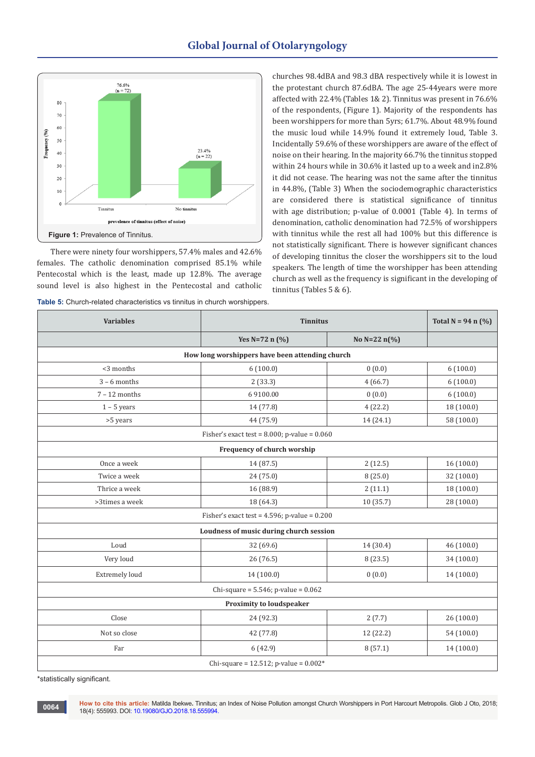Figure 1: Prevalence of Tinnitus.

There were ninety four worshippers, 57.4% males and 42.6% females. The catholic denomination comprised 85.1% while Pentecostal which is the least, made up 12.8%. The average sound level is also highest in the Pentecostal and catholic churches 98.4dBA and 98.3 dBA respectively while it is lowest in the protestant church 87.6dBA. The age 25-44years were more affected with 22.4% (Tables 1& 2). Tinnitus was present in 76.6% of the respondents, (Figure 1). Majority of the respondents has been worshippers for more than 5yrs; 61.7%. About 48.9% found the music loud while 14.9% found it extremely loud, Table 3. Incidentally 59.6% of these worshippers are aware of the effect of noise on their hearing. In the majority 66.7% the tinnitus stopped within 24 hours while in 30.6% it lasted up to a week and in2.8% it did not cease. The hearing was not the same after the tinnitus in 44.8%, (Table 3) When the sociodemographic characteristics are considered there is statistical significance of tinnitus with age distribution; p-value of 0.0001 (Table 4). In terms of denomination, catholic denomination had 72.5% of worshippers with tinnitus while the rest all had 100% but this difference is not statistically significant. There is however significant chances of developing tinnitus the closer the worshippers sit to the loud speakers. The length of time the worshipper has been attending church as well as the frequency is significant in the developing of tinnitus (Tables 5 & 6).

**Table 5:** Church-related characteristics vs tinnitus in church worshippers.

| Variables | Tinnitus | | Total N = 94 n (%) |
|---|---|---|---|
| | Yes N=72 n (%) | No N=22 n(%) | |
| **How long worshippers have been attending church** | | | |
| <3 months | 6 (100.0) | 0 (0.0) | 6 (100.0) |
| 3 – 6 months | 2 (33.3) | 4 (66.7) | 6 (100.0) |
| 7 – 12 months | 6 9100.00 | 0 (0.0) | 6 (100.0) |
| 1 – 5 years | 14 (77.8) | 4 (22.2) | 18 (100.0) |
| >5 years | 44 (75.9) | 14 (24.1) | 58 (100.0) |
| Fisher's exact test = 8.000; p-value = 0.060 | | | |
| **Frequency of church worship** | | | |
| Once a week | 14 (87.5) | 2 (12.5) | 16 (100.0) |
| Twice a week | 24 (75.0) | 8 (25.0) | 32 (100.0) |
| Thrice a week | 16 (88.9) | 2 (11.1) | 18 (100.0) |
| >3times a week | 18 (64.3) | 10 (35.7) | 28 (100.0) |
| Fisher's exact test = 4.596; p-value = 0.200 | | | |
| **Loudness of music during church session** | | | |
| Loud | 32 (69.6) | 14 (30.4) | 46 (100.0) |
| Very loud | 26 (76.5) | 8 (23.5) | 34 (100.0) |
| Extremely loud | 14 (100.0) | 0 (0.0) | 14 (100.0) |
| Chi-square = 5.546; p-value = 0.062 | | | |
| **Proximity to loudspeaker** | | | |
| Close | 24 (92.3) | 2 (7.7) | 26 (100.0) |
| Not so close | 42 (77.8) | 12 (22.2) | 54 (100.0) |
| Far | 6 (42.9) | 8 (57.1) | 14 (100.0) |
| Chi-square = 12.512; p-value = 0.002* | | | |

*statistically significant.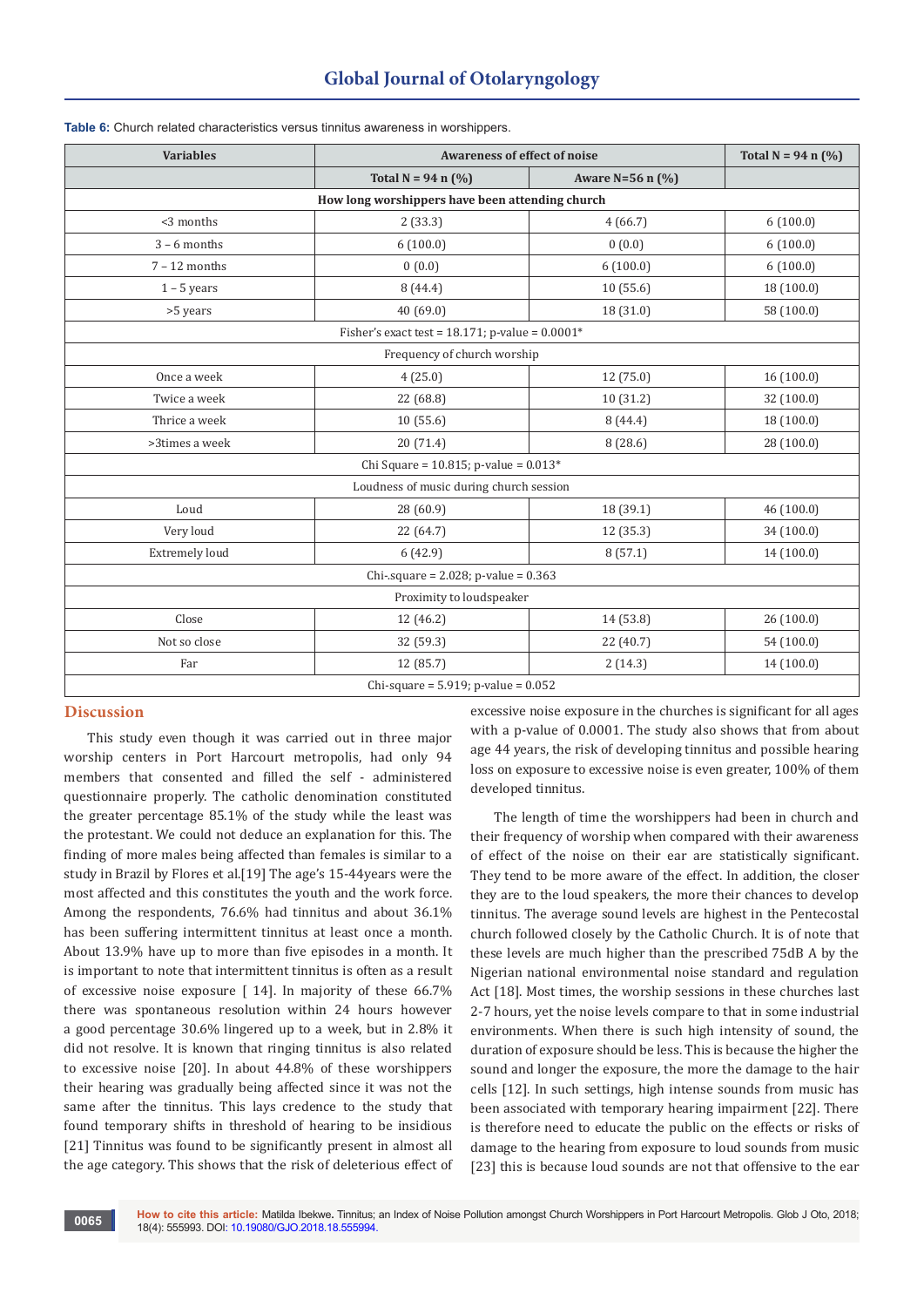**Table 6:** Church related characteristics versus tinnitus awareness in worshippers.

| Variables | Awareness of effect of noise | | Total N = 94 n (%) |
|---|---|---|---|
| | Total N = 94 n (%) | Aware N=56 n (%) | |
| **How long worshippers have been attending church** | | | |
| <3 months | 2 (33.3) | 4 (66.7) | 6 (100.0) |
| 3 – 6 months | 6 (100.0) | 0 (0.0) | 6 (100.0) |
| 7 – 12 months | 0 (0.0) | 6 (100.0) | 6 (100.0) |
| 1 – 5 years | 8 (44.4) | 10 (55.6) | 18 (100.0) |
| >5 years | 40 (69.0) | 18 (31.0) | 58 (100.0) |
| Fisher's exact test = 18.171; p-value = 0.0001* | | | |
| Frequency of church worship | | | |
| Once a week | 4 (25.0) | 12 (75.0) | 16 (100.0) |
| Twice a week | 22 (68.8) | 10 (31.2) | 32 (100.0) |
| Thrice a week | 10 (55.6) | 8 (44.4) | 18 (100.0) |
| >3times a week | 20 (71.4) | 8 (28.6) | 28 (100.0) |
| Chi Square = 10.815; p-value = 0.013* | | | |
| Loudness of music during church session | | | |
| Loud | 28 (60.9) | 18 (39.1) | 46 (100.0) |
| Very loud | 22 (64.7) | 12 (35.3) | 34 (100.0) |
| Extremely loud | 6 (42.9) | 8 (57.1) | 14 (100.0) |
| Chi-.square = 2.028; p-value = 0.363 | | | |
| Proximity to loudspeaker | | | |
| Close | 12 (46.2) | 14 (53.8) | 26 (100.0) |
| Not so close | 32 (59.3) | 22 (40.7) | 54 (100.0) |
| Far | 12 (85.7) | 2 (14.3) | 14 (100.0) |
| Chi-square = 5.919; p-value = 0.052 | | | |

## Discussion

This study even though it was carried out in three major worship centers in Port Harcourt metropolis, had only 94 members that consented and filled the self - administered questionnaire properly. The catholic denomination constituted the greater percentage 85.1% of the study while the least was the protestant. We could not deduce an explanation for this. The finding of more males being affected than females is similar to a study in Brazil by Flores et al.[19] The age's 15-44years were the most affected and this constitutes the youth and the work force. Among the respondents, 76.6% had tinnitus and about 36.1% has been suffering intermittent tinnitus at least once a month. About 13.9% have up to more than five episodes in a month. It is important to note that intermittent tinnitus is often as a result of excessive noise exposure [ 14]. In majority of these 66.7% there was spontaneous resolution within 24 hours however a good percentage 30.6% lingered up to a week, but in 2.8% it did not resolve. It is known that ringing tinnitus is also related to excessive noise [20]. In about 44.8% of these worshippers their hearing was gradually being affected since it was not the same after the tinnitus. This lays credence to the study that found temporary threshold shifts in threshold of hearing to be insidious [21] Tinnitus was found to be significantly present in almost all the age category. This shows that the risk of deleterious effect of excessive noise exposure in the churches is significant for all ages with a p-value of 0.0001. The study also shows that from about age 44 years, the risk of developing tinnitus and possible hearing loss on exposure to excessive noise is even greater, 100% of them developed tinnitus.

The length of time the worshippers had been in church and their frequency of worship when compared with their awareness of effect of the noise on their ear are statistically significant. They tend to be more aware of the effect. In addition, the closer they are to the loud speakers, the more their chances to develop tinnitus. The average sound levels are highest in the Pentecostal church followed closely by the Catholic Church. It is of note that these levels are much higher than the prescribed 75dB A by the Nigerian national environmental noise standard and regulation Act [18]. Most times, the worship sessions in these churches last 2-7 hours, yet the noise levels compare to that in some industrial environments. When there is such high intensity of sound, the duration of exposure should be less. This is because the higher the sound and longer the exposure, the more the damage to the hair cells [12]. In such settings, high intense sounds from music has been associated with temporary hearing impairment [22]. There is therefore need to educate the public on the effects or risks of damage to the hearing from exposure to loud sounds from music [23] this is because loud sounds are not that offensive to the ear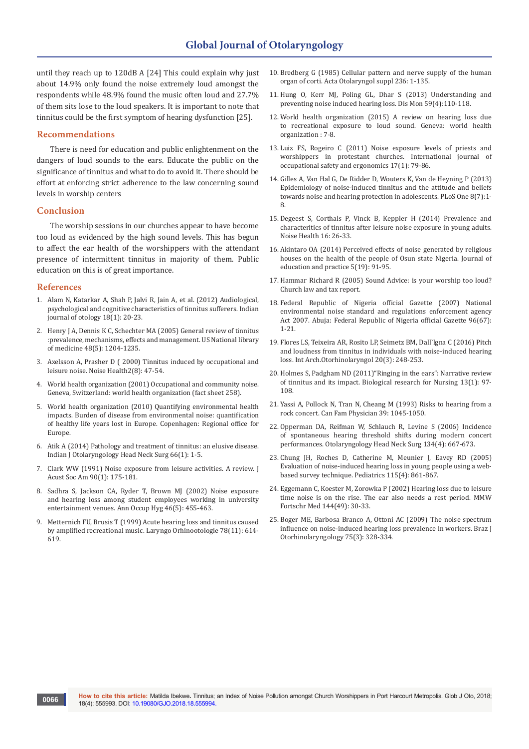until they reach up to 120dB A [24] This could explain why just about 14.9% only found the noise extremely loud amongst the respondents while 48.9% found the music often loud and 27.7% of them sits lose to the loud speakers. It is important to note that tinnitus could be the first symptom of hearing dysfunction [25].

## Recommendations

There is need for education and public enlightenment on the dangers of loud sounds to the ears. Educate the public on the significance of tinnitus and what to do to avoid it. There should be effort at enforcing strict adherence to the law concerning sound levels in worship centers

## Conclusion

The worship sessions in our churches appear to have become too loud as evidenced by the high sound levels. This has begun to affect the ear health of the worshippers with the attendant presence of intermittent tinnitus in majority of them. Public education on this is of great importance.

## References

1. Alam N, Katarkar A, Shah P, Jalvi R, Jain A, et al. (2012) Audiological, psychological and cognitive characteristics of tinnitus sufferers. Indian journal of otology 18(1): 20-23.
2. Henry J A, Dennis K C, Schechter MA (2005) General review of tinnitus :prevalence, mechanisms, effects and management. US National library of medicine 48(5): 1204-1235.
3. Axelsson A, Prasher D ( 2000) Tinnitus induced by occupational and leisure noise. Noise Health2(8): 47-54.
4. World health organization (2001) Occupational and community noise. Geneva, Switzerland: world health organization (fact sheet 258).
5. World health organization (2010) Quantifying environmental health impacts. Burden of disease from environmental noise: quantification of healthy life years lost in Europe. Copenhagen: Regional office for Europe.
6. Atik A (2014) Pathology and treatment of tinnitus: an elusive disease. Indian J Otolaryngology Head Neck Surg 66(1): 1-5.
7. Clark WW (1991) Noise exposure from leisure activities. A review. J Acust Soc Am 90(1): 175-181.
8. Sadhra S, Jackson CA, Ryder T, Brown MJ (2002) Noise exposure and hearing loss among student employees working in university entertainment venues. Ann Occup Hyg 46(5): 455-463.
9. Metternich FU, Brusis T (1999) Acute hearing loss and tinnitus caused by amplified recreational music. Laryngo Orhinootologie 78(11): 614-619.
10. Bredberg G (1985) Cellular pattern and nerve supply of the human organ of corti. Acta Otolaryngol suppl 236: 1-135.
11. Hung O, Kerr MJ, Poling GL, Dhar S (2013) Understanding and preventing noise induced hearing loss. Dis Mon 59(4):110-118.
12. World health organization (2015) A review on hearing loss due to recreational exposure to loud sound. Geneva: world health organization : 7-8.
13. Luiz FS, Rogeiro C (2011) Noise exposure levels of priests and worshippers in protestant churches. International journal of occupational safety and ergonomics 17(1): 79-86.
14. Gilles A, Van Hal G, De Ridder D, Wouters K, Van de Heyning P (2013) Epidemiology of noise-induced tinnitus and the attitude and beliefs towards noise and hearing protection in adolescents. PLoS One 8(7):1-8.
15. Degeest S, Corthals P, Vinck B, Keppler H (2014) Prevalence and characteritics of tinnitus after leisure noise exposure in young adults. Noise Health 16: 26-33.
16. Akintaro OA (2014) Perceived effects of noise generated by religious houses on the health of the people of Osun state Nigeria. Journal of education and practice 5(19): 91-95.
17. Hammar Richard R (2005) Sound Advice: is your worship too loud? Church law and tax report.
18. Federal Republic of Nigeria official Gazette (2007) National environmental noise standard and regulations enforcement agency Act 2007. Abuja: Federal Republic of Nigeria official Gazette 96(67): 1-21.
19. Flores LS, Teixeira AR, Rosito LP, Seimetz BM, Dall`lgna C (2016) Pitch and loudness from tinnitus in individuals with noise-induced hearing loss. Int Arch.Otorhinolaryngol 20(3): 248-253.
20. Holmes S, Padgham ND (2011)"Ringing in the ears": Narrative review of tinnitus and its impact. Biological research for Nursing 13(1): 97-108.
21. Yassi A, Pollock N, Tran N, Cheang M (1993) Risks to hearing from a rock concert. Can Fam Physician 39: 1045-1050.
22. Opperman DA, Reifman W, Schlauch R, Levine S (2006) Incidence of spontaneous hearing threshold shifts during modern concert performances. Otolaryngology Head Neck Surg 134(4): 667-673.
23. Chung JH, Roches D, Catherine M, Meunier J, Eavey RD (2005) Evaluation of noise-induced hearing loss in young people using a web-based survey technique. Pediatrics 115(4): 861-867.
24. Eggemann C, Koester M, Zorowka P (2002) Hearing loss due to leisure time noise is on the rise. The ear also needs a rest period. MMW Fortschr Med 144(49): 30-33.
25. Boger ME, Barbosa Branco A, Ottoni AC (2009) The noise spectrum influence on noise-induced hearing loss prevalence in workers. Braz J Otorhinolaryngology 75(3): 328-334.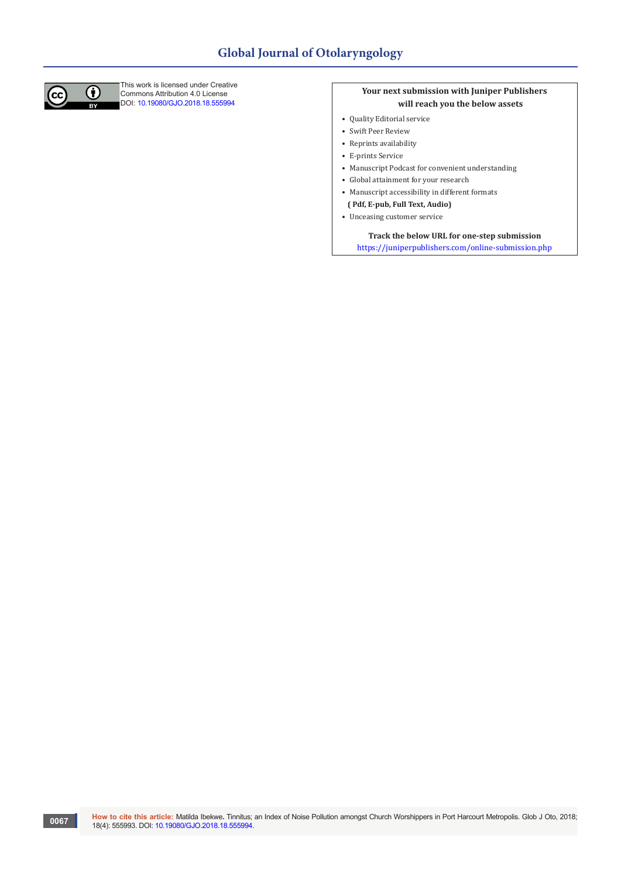This work is licensed under Creative Commons Attribution 4.0 License
DOI: 10.19080/GJO.2018.18.555994

**Your next submission with Juniper Publishers will reach you the below assets**

- Quality Editorial service
- Swift Peer Review
- Reprints availability
- E-prints Service
- Manuscript Podcast for convenient understanding
- Global attainment for your research
- Manuscript accessibility in different formats

**( Pdf, E-pub, Full Text, Audio)**

- Unceasing customer service

**Track the below URL for one-step submission**

https://juniperpublishers.com/online-submission.php

**How to cite this article:** Matilda Ibekwe**.** Tinnitus; an Index of Noise Pollution amongst Church Worshippers in Port Harcourt Metropolis. Glob J Oto, 2018; 18(4): 555993. DOI: 10.19080/GJO.2018.18.555994.